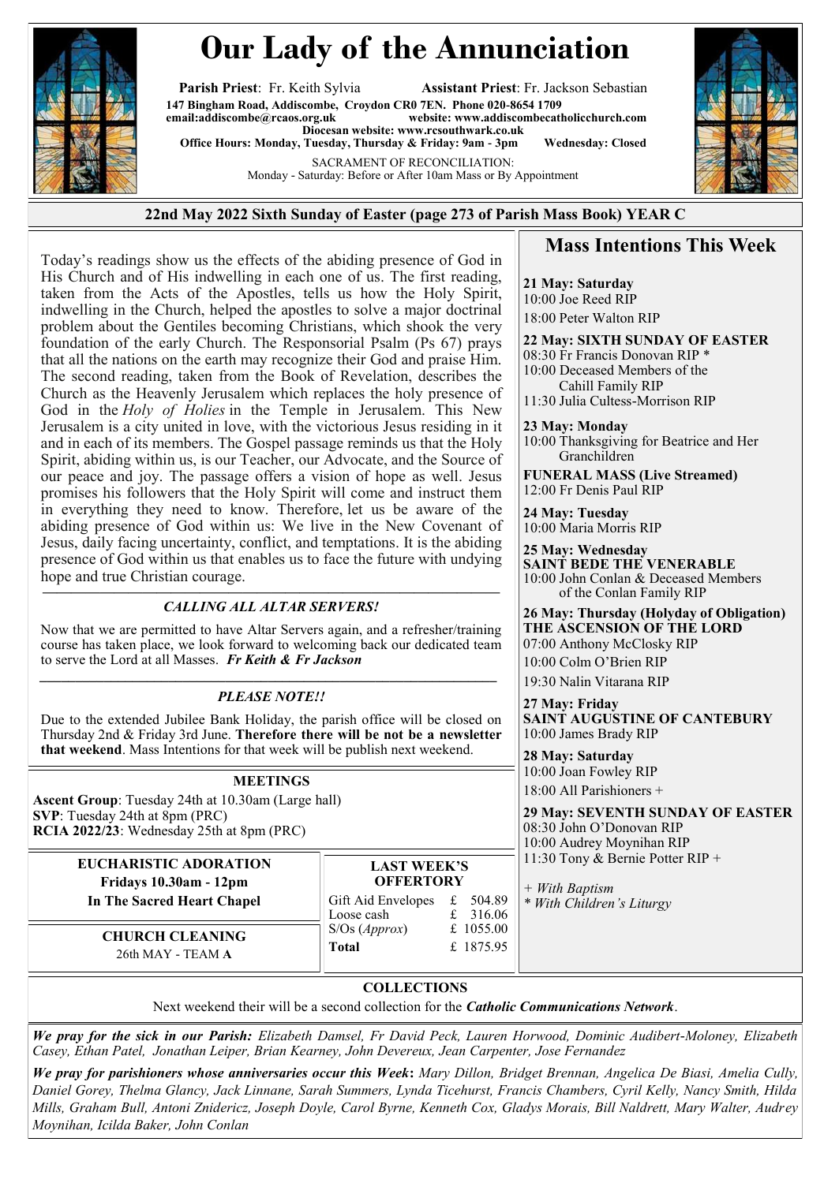# Our Lady of the Annunciation

**Parish Priest**: Fr. Keith Sylvia **Assistant Priest**: Fr. Jackson Sebastian

**147 Bingham Road, Addiscombe, Croydon CR0 7EN. Phone 020-8654 1709**
**email:addiscombe@rcaos.org.uk website: www.addiscombecatholicchurch.com**
**Diocesan website: www.rcsouthwark.co.uk**
**Office Hours: Monday, Tuesday, Thursday & Friday: 9am - 3pm Wednesday: Closed**

SACRAMENT OF RECONCILIATION:
Monday - Saturday: Before or After 10am Mass or By Appointment

**22nd May 2022 Sixth Sunday of Easter (page 273 of Parish Mass Book) YEAR C**

Today's readings show us the effects of the abiding presence of God in His Church and of His indwelling in each one of us. The first reading, taken from the Acts of the Apostles, tells us how the Holy Spirit, indwelling in the Church, helped the apostles to solve a major doctrinal problem about the Gentiles becoming Christians, which shook the very foundation of the early Church. The Responsorial Psalm (Ps 67) prays that all the nations on the earth may recognize their God and praise Him. The second reading, taken from the Book of Revelation, describes the Church as the Heavenly Jerusalem which replaces the holy presence of God in the *Holy of Holies* in the Temple in Jerusalem. This New Jerusalem is a city united in love, with the victorious Jesus residing in it and in each of its members. The Gospel passage reminds us that the Holy Spirit, abiding within us, is our Teacher, our Advocate, and the Source of our peace and joy. The passage offers a vision of hope as well. Jesus promises his followers that the Holy Spirit will come and instruct them in everything they need to know. Therefore, let us be aware of the abiding presence of God within us: We live in the New Covenant of Jesus, daily facing uncertainty, conflict, and temptations. It is the abiding presence of God within us that enables us to face the future with undying hope and true Christian courage.

### *CALLING ALL ALTAR SERVERS!*

Now that we are permitted to have Altar Servers again, and a refresher/training course has taken place, we look forward to welcoming back our dedicated team to serve the Lord at all Masses. ***Fr Keith & Fr Jackson***

### *PLEASE NOTE!!*

Due to the extended Jubilee Bank Holiday, the parish office will be closed on Thursday 2nd & Friday 3rd June. **Therefore there will be not be a newsletter that weekend**. Mass Intentions for that week will be publish next weekend.

### MEETINGS

**Ascent Group**: Tuesday 24th at 10.30am (Large hall)
**SVP**: Tuesday 24th at 8pm (PRC)
**RCIA 2022/23**: Wednesday 25th at 8pm (PRC)

### EUCHARISTIC ADORATION

**Fridays 10.30am - 12pm**
**In The Sacred Heart Chapel**

### CHURCH CLEANING

26th MAY - TEAM **A**

### LAST WEEK'S OFFERTORY

| | |
|---|---|
| Gift Aid Envelopes | £ 504.89 |
| Loose cash | £ 316.06 |
| S/Os (*Approx*) | £ 1055.00 |
| **Total** | £ 1875.95 |

## Mass Intentions This Week

**21 May: Saturday**
10:00 Joe Reed RIP
18:00 Peter Walton RIP

**22 May: SIXTH SUNDAY OF EASTER**
08:30 Fr Francis Donovan RIP *
10:00 Deceased Members of the Cahill Family RIP
11:30 Julia Cultess-Morrison RIP

**23 May: Monday**
10:00 Thanksgiving for Beatrice and Her Granchildren

**FUNERAL MASS (Live Streamed)**
12:00 Fr Denis Paul RIP

**24 May: Tuesday**
10:00 Maria Morris RIP

**25 May: Wednesday**
**SAINT BEDE THE VENERABLE**
10:00 John Conlan & Deceased Members of the Conlan Family RIP

**26 May: Thursday (Holyday of Obligation)**
**THE ASCENSION OF THE LORD**
07:00 Anthony McClosky RIP
10:00 Colm O'Brien RIP
19:30 Nalin Vitarana RIP

**27 May: Friday**
**SAINT AUGUSTINE OF CANTEBURY**
10:00 James Brady RIP

**28 May: Saturday**
10:00 Joan Fowley RIP
18:00 All Parishioners +

**29 May: SEVENTH SUNDAY OF EASTER**
08:30 John O'Donovan RIP
10:00 Audrey Moynihan RIP
11:30 Tony & Bernie Potter RIP +

*+ With Baptism*
*\* With Children's Liturgy*

### COLLECTIONS

Next weekend their will be a second collection for the ***Catholic Communications Network***.

***We pray for the sick in our Parish:*** *Elizabeth Damsel, Fr David Peck, Lauren Horwood, Dominic Audibert-Moloney, Elizabeth Casey, Ethan Patel, Jonathan Leiper, Brian Kearney, John Devereux, Jean Carpenter, Jose Fernandez*

***We pray for parishioners whose anniversaries occur this Week*****:** *Mary Dillon, Bridget Brennan, Angelica De Biasi, Amelia Cully, Daniel Gorey, Thelma Glancy, Jack Linnane, Sarah Summers, Lynda Ticehurst, Francis Chambers, Cyril Kelly, Nancy Smith, Hilda Mills, Graham Bull, Antoni Znidericz, Joseph Doyle, Carol Byrne, Kenneth Cox, Gladys Morais, Bill Naldrett, Mary Walter, Audrey Moynihan, Icilda Baker, John Conlan*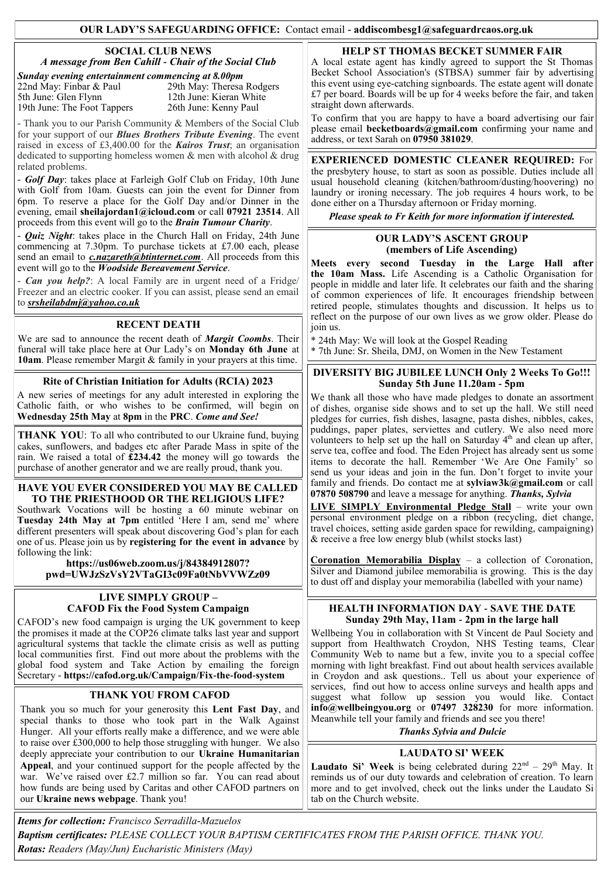**OUR LADY'S SAFEGUARDING OFFICE:** Contact email - **addiscombesg1@safeguardrcaos.org.uk**

## SOCIAL CLUB NEWS

*A message from Ben Cahill - Chair of the Social Club*

***Sunday evening entertainment commencing at 8.00pm***

| | |
|---|---|
| 22nd May: Finbar & Paul | 29th May: Theresa Rodgers |
| 5th June: Glen Flynn | 12th June: Kieran White |
| 19th June: The Foot Tappers | 26th June: Kenny Paul |

- Thank you to our Parish Community & Members of the Social Club for your support of our ***Blues Brothers Tribute Evening***. The event raised in excess of £3,400.00 for the ***Kairos Trust***; an organisation dedicated to supporting homeless women & men with alcohol & drug related problems.

- ***Golf Day***: takes place at Farleigh Golf Club on Friday, 10th June with Golf from 10am. Guests can join the event for Dinner from 6pm. To reserve a place for the Golf Day and/or Dinner in the evening, email **sheilajordan1@icloud.com** or call **07921 23514**. All proceeds from this event will go to the ***Brain Tumour Charity***.

- ***Quiz Night***: takes place in the Church Hall on Friday, 24th June commencing at 7.30pm. To purchase tickets at £7.00 each, please send an email to ***c.nazareth@btinternet.com***. All proceeds from this event will go to the ***Woodside Bereavement Service***.

- ***Can you help?***: A local Family are in urgent need of a Fridge/ Freezer and an electric cooker. If you can assist, please send an email to ***srsheilabdmj@yahoo.co.uk***

## RECENT DEATH

We are sad to announce the recent death of ***Margit Coombs***. Their funeral will take place here at Our Lady's on **Monday 6th June** at **10am**. Please remember Margit & family in your prayers at this time.

## Rite of Christian Initiation for Adults (RCIA) 2023

A new series of meetings for any adult interested in exploring the Catholic faith, or who wishes to be confirmed, will begin on **Wednesday 25th May** at **8pm** in the **PRC**. ***Come and See!***

**THANK YOU**: To all who contributed to our Ukraine fund, buying cakes, sunflowers, and badges etc after Parade Mass in spite of the rain. We raised a total of **£234.42** the money will go towards the purchase of another generator and we are really proud, thank you.

## HAVE YOU EVER CONSIDERED YOU MAY BE CALLED TO THE PRIESTHOOD OR THE RELIGIOUS LIFE?

Southwark Vocations will be hosting a 60 minute webinar on **Tuesday 24th May at 7pm** entitled 'Here I am, send me' where different presenters will speak about discovering God's plan for each one of us. Please join us by **registering for the event in advance** by following the link:

**https://us06web.zoom.us/j/84384912807?pwd=UWJzSzVsY2VTaGI3c09Fa0tNbVVWZz09**

## LIVE SIMPLY GROUP – CAFOD Fix the Food System Campaign

CAFOD's new food campaign is urging the UK government to keep the promises it made at the COP26 climate talks last year and support agricultural systems that tackle the climate crisis as well as putting local communities first. Find out more about the problems with the global food system and Take Action by emailing the foreign Secretary - **https://cafod.org.uk/Campaign/Fix-the-food-system**

## THANK YOU FROM CAFOD

Thank you so much for your generosity this **Lent Fast Day**, and special thanks to those who took part in the Walk Against Hunger. All your efforts really make a difference, and we were able to raise over £300,000 to help those struggling with hunger. We also deeply appreciate your contribution to our **Ukraine Humanitarian Appeal**, and your continued support for the people affected by the war. We've raised over £2.7 million so far. You can read about how funds are being used by Caritas and other CAFOD partners on our **Ukraine news webpage**. Thank you!

## HELP ST THOMAS BECKET SUMMER FAIR

A local estate agent has kindly agreed to support the St Thomas Becket School Association's (STBSA) summer fair by advertising this event using eye-catching signboards. The estate agent will donate £7 per board. Boards will be up for 4 weeks before the fair, and taken straight down afterwards.

To confirm that you are happy to have a board advertising our fair please email **becketboards@gmail.com** confirming your name and address, or text Sarah on **07950 381029**.

**EXPERIENCED DOMESTIC CLEANER REQUIRED:** For the presbytery house, to start as soon as possible. Duties include all usual household cleaning (kitchen/bathroom/dusting/hoovering) no laundry or ironing necessary. The job requires 4 hours work, to be done either on a Thursday afternoon or Friday morning.

***Please speak to Fr Keith for more information if interested.***

## OUR LADY'S ASCENT GROUP (members of Life Ascending)

**Meets every second Tuesday in the Large Hall after the 10am Mass.** Life Ascending is a Catholic Organisation for people in middle and later life. It celebrates our faith and the sharing of common experiences of life. It encourages friendship between retired people, stimulates thoughts and discussion. It helps us to reflect on the purpose of our own lives as we grow older. Please do join us.

* 24th May: We will look at the Gospel Reading
* 7th June: Sr. Sheila, DMJ, on Women in the New Testament

## DIVERSITY BIG JUBILEE LUNCH Only 2 Weeks To Go!!! Sunday 5th June 11.20am - 5pm

We thank all those who have made pledges to donate an assortment of dishes, organise side shows and to set up the hall. We still need pledges for curries, fish dishes, lasagne, pasta dishes, nibbles, cakes, puddings, paper plates, serviettes and cutlery. We also need more volunteers to help set up the hall on Saturday 4th and clean up after, serve tea, coffee and food. The Eden Project has already sent us some items to decorate the hall. Remember 'We Are One Family' so send us your ideas and join in the fun. Don't forget to invite your family and friends. Do contact me at **sylviaw3k@gmail.com** or call **07870 508790** and leave a message for anything. ***Thanks, Sylvia***

**LIVE SIMPLY Environmental Pledge Stall** – write your own personal environment pledge on a ribbon (recycling, diet change, travel choices, setting aside garden space for rewilding, campaigning) & receive a free low energy blub (whilst stocks last)

**Coronation Memorabilia Display** – a collection of Coronation, Silver and Diamond jubilee memorabilia is growing. This is the day to dust off and display your memorabilia (labelled with your name)

## HEALTH INFORMATION DAY - SAVE THE DATE Sunday 29th May, 11am - 2pm in the large hall

Wellbeing You in collaboration with St Vincent de Paul Society and support from Healthwatch Croydon, NHS Testing teams, Clear Community Web to name but a few, invite you to a special coffee morning with light breakfast. Find out about health services available in Croydon and ask questions.. Tell us about your experience of services, find out how to access online surveys and health apps and suggest what follow up session you would like. Contact **info@wellbeingyou.org** or **07497 328230** for more information. Meanwhile tell your family and friends and see you there!

***Thanks Sylvia and Dulcie***

## LAUDATO SI' WEEK

**Laudato Si' Week** is being celebrated during 22nd – 29th May. It reminds us of our duty towards and celebration of creation. To learn more and to get involved, check out the links under the Laudato Si tab on the Church website.

***Items for collection:*** *Francisco Serradilla-Mazuelos*

***Baptism certificates:*** *PLEASE COLLECT YOUR BAPTISM CERTIFICATES FROM THE PARISH OFFICE. THANK YOU.*

***Rotas:*** *Readers (May/Jun) Eucharistic Ministers (May)*